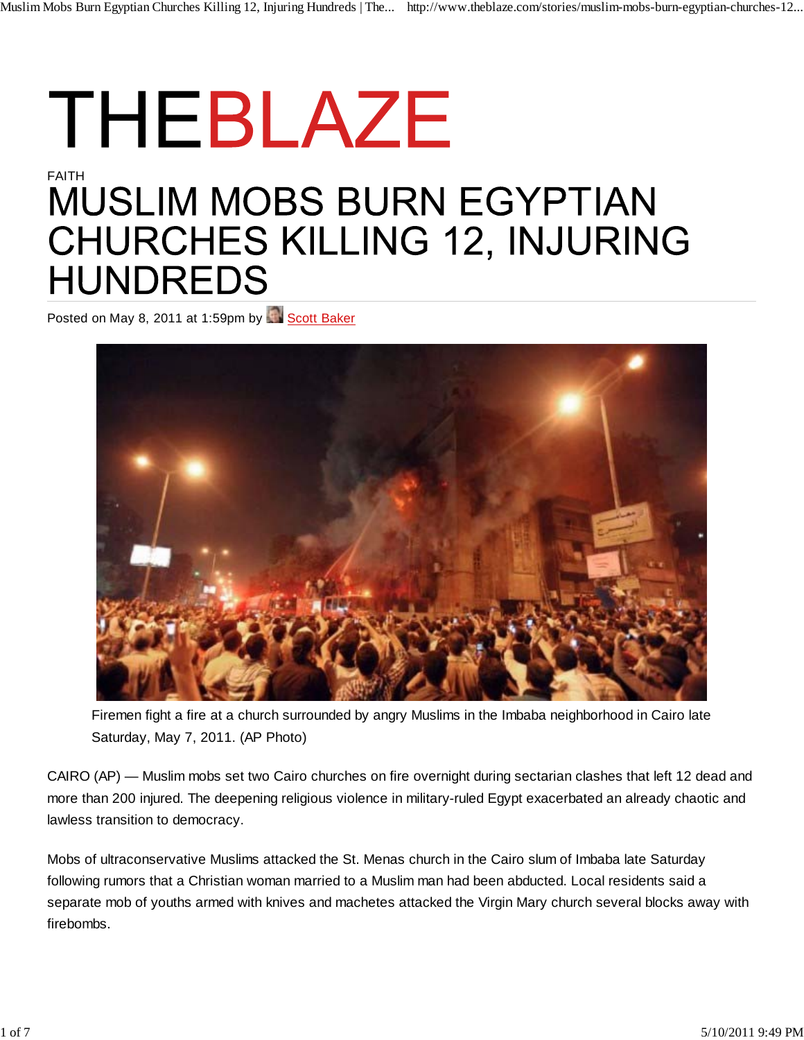# THEBLAZE

FAITH

# MUSLIM MOBS BURN EGYPTIAN CHURCHES KILLING 12, INJURING HUNDREDS

Posted on May 8, 2011 at 1:59pm by Scott Baker

Firemen fight a fire at a church surrounded by angry Muslims in the Imbaba neighborhood in Cairo late Saturday, May 7, 2011. (AP Photo)

CAIRO (AP) — Muslim mobs set two Cairo churches on fire overnight during sectarian clashes that left 12 dead and more than 200 injured. The deepening religious violence in military-ruled Egypt exacerbated an already chaotic and lawless transition to democracy.

Mobs of ultraconservative Muslims attacked the St. Menas church in the Cairo slum of Imbaba late Saturday following rumors that a Christian woman married to a Muslim man had been abducted. Local residents said a separate mob of youths armed with knives and machetes attacked the Virgin Mary church several blocks away with firebombs.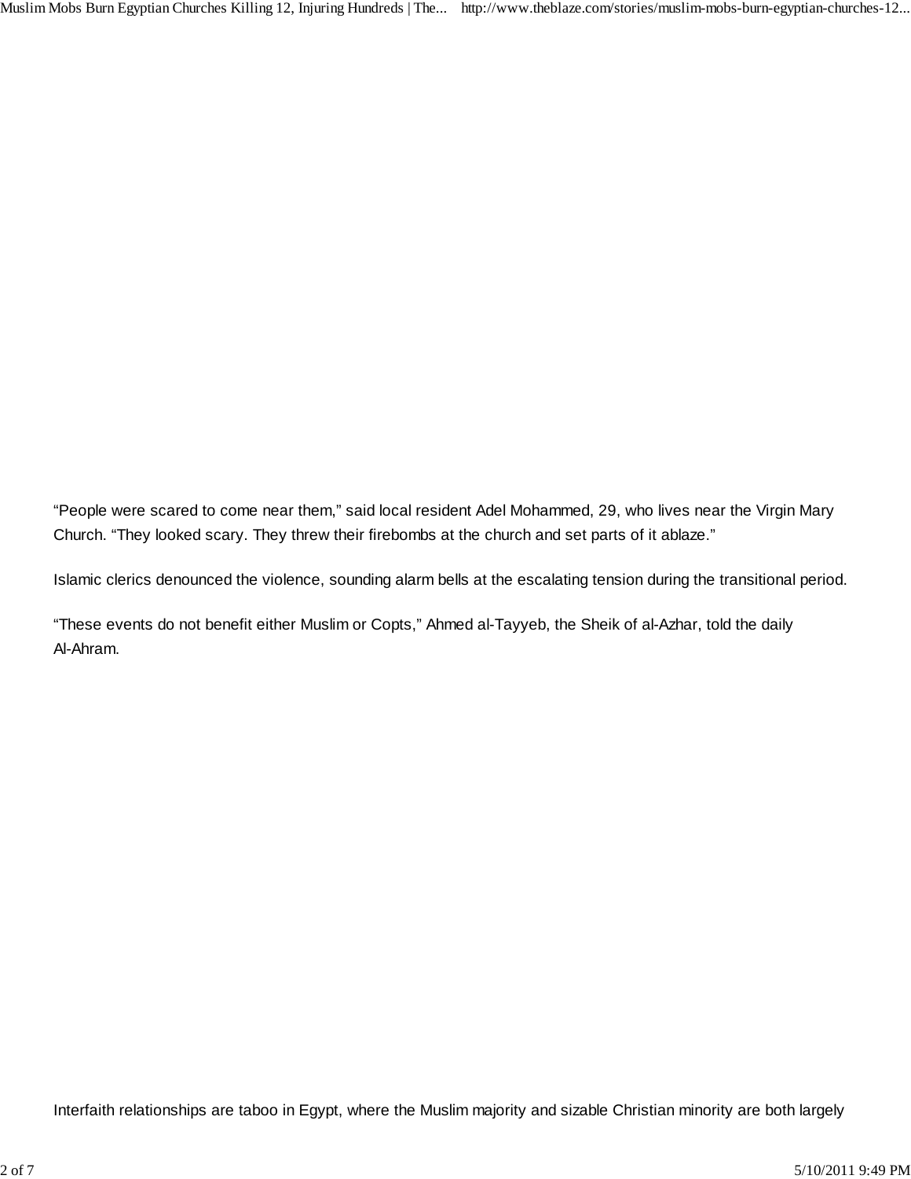"People were scared to come near them," said local resident Adel Mohammed, 29, who lives near the Virgin Mary Church. "They looked scary. They threw their firebombs at the church and set parts of it ablaze."

Islamic clerics denounced the violence, sounding alarm bells at the escalating tension during the transitional period.

"These events do not benefit either Muslim or Copts," Ahmed al-Tayyeb, the Sheik of al-Azhar, told the daily Al-Ahram.

Interfaith relationships are taboo in Egypt, where the Muslim majority and sizable Christian minority are both largely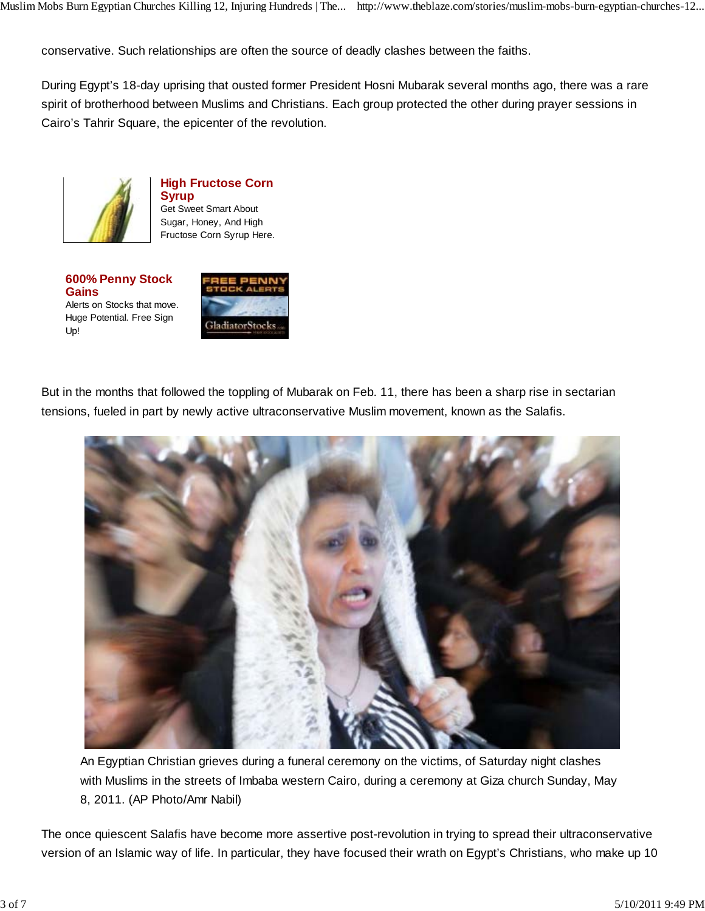conservative. Such relationships are often the source of deadly clashes between the faiths.

During Egypt's 18-day uprising that ousted former President Hosni Mubarak several months ago, there was a rare spirit of brotherhood between Muslims and Christians. Each group protected the other during prayer sessions in Cairo's Tahrir Square, the epicenter of the revolution.

**High Fructose Corn Syrup**
Get Sweet Smart About Sugar, Honey, And High Fructose Corn Syrup Here.

**600% Penny Stock Gains**
Alerts on Stocks that move. Huge Potential. Free Sign Up!

But in the months that followed the toppling of Mubarak on Feb. 11, there has been a sharp rise in sectarian tensions, fueled in part by newly active ultraconservative Muslim movement, known as the Salafis.

An Egyptian Christian grieves during a funeral ceremony on the victims, of Saturday night clashes with Muslims in the streets of Imbaba western Cairo, during a ceremony at Giza church Sunday, May 8, 2011. (AP Photo/Amr Nabil)

The once quiescent Salafis have become more assertive post-revolution in trying to spread their ultraconservative version of an Islamic way of life. In particular, they have focused their wrath on Egypt's Christians, who make up 10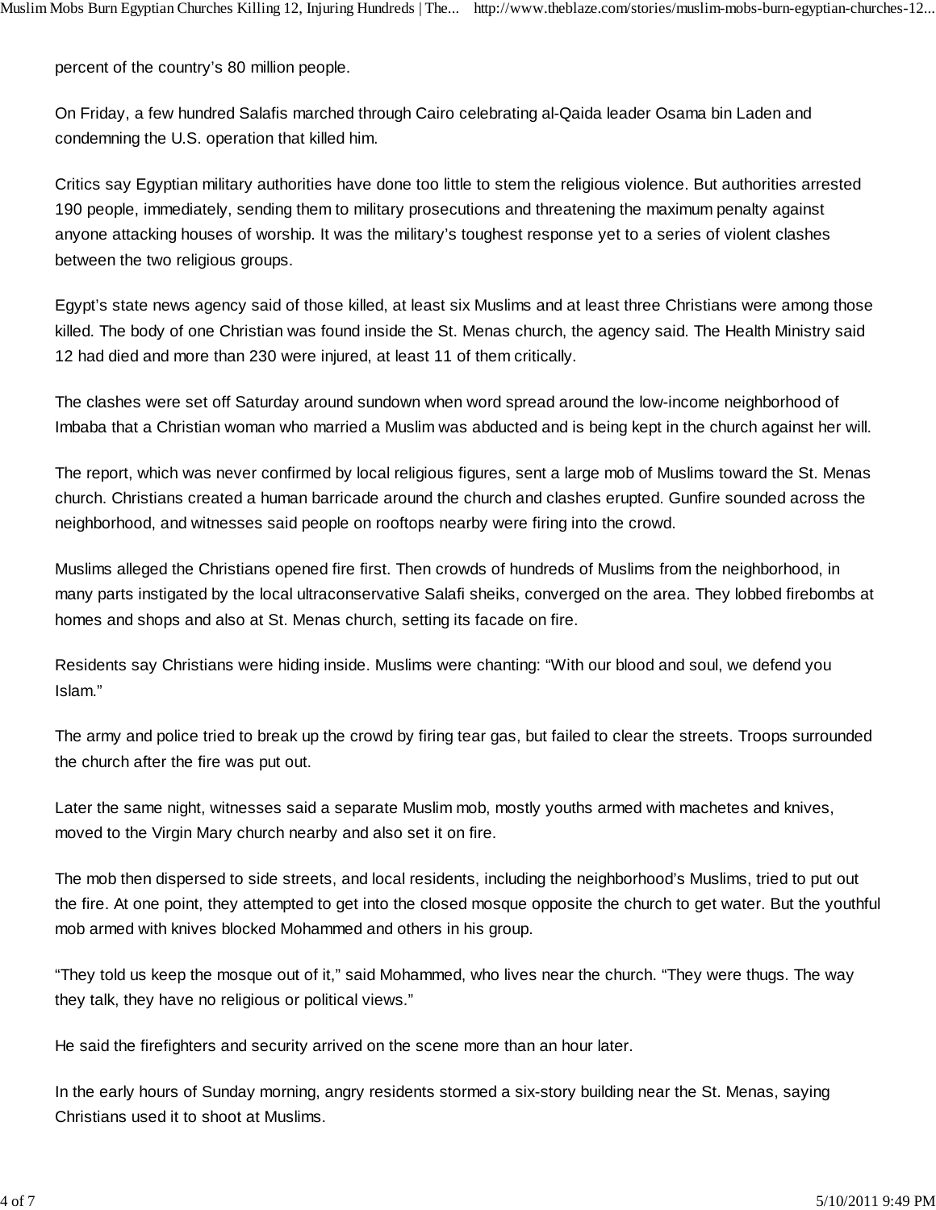percent of the country's 80 million people.

On Friday, a few hundred Salafis marched through Cairo celebrating al-Qaida leader Osama bin Laden and condemning the U.S. operation that killed him.

Critics say Egyptian military authorities have done too little to stem the religious violence. But authorities arrested 190 people, immediately, sending them to military prosecutions and threatening the maximum penalty against anyone attacking houses of worship. It was the military's toughest response yet to a series of violent clashes between the two religious groups.

Egypt's state news agency said of those killed, at least six Muslims and at least three Christians were among those killed. The body of one Christian was found inside the St. Menas church, the agency said. The Health Ministry said 12 had died and more than 230 were injured, at least 11 of them critically.

The clashes were set off Saturday around sundown when word spread around the low-income neighborhood of Imbaba that a Christian woman who married a Muslim was abducted and is being kept in the church against her will.

The report, which was never confirmed by local religious figures, sent a large mob of Muslims toward the St. Menas church. Christians created a human barricade around the church and clashes erupted. Gunfire sounded across the neighborhood, and witnesses said people on rooftops nearby were firing into the crowd.

Muslims alleged the Christians opened fire first. Then crowds of hundreds of Muslims from the neighborhood, in many parts instigated by the local ultraconservative Salafi sheiks, converged on the area. They lobbed firebombs at homes and shops and also at St. Menas church, setting its facade on fire.

Residents say Christians were hiding inside. Muslims were chanting: "With our blood and soul, we defend you Islam."

The army and police tried to break up the crowd by firing tear gas, but failed to clear the streets. Troops surrounded the church after the fire was put out.

Later the same night, witnesses said a separate Muslim mob, mostly youths armed with machetes and knives, moved to the Virgin Mary church nearby and also set it on fire.

The mob then dispersed to side streets, and local residents, including the neighborhood's Muslims, tried to put out the fire. At one point, they attempted to get into the closed mosque opposite the church to get water. But the youthful mob armed with knives blocked Mohammed and others in his group.

"They told us keep the mosque out of it," said Mohammed, who lives near the church. "They were thugs. The way they talk, they have no religious or political views."

He said the firefighters and security arrived on the scene more than an hour later.

In the early hours of Sunday morning, angry residents stormed a six-story building near the St. Menas, saying Christians used it to shoot at Muslims.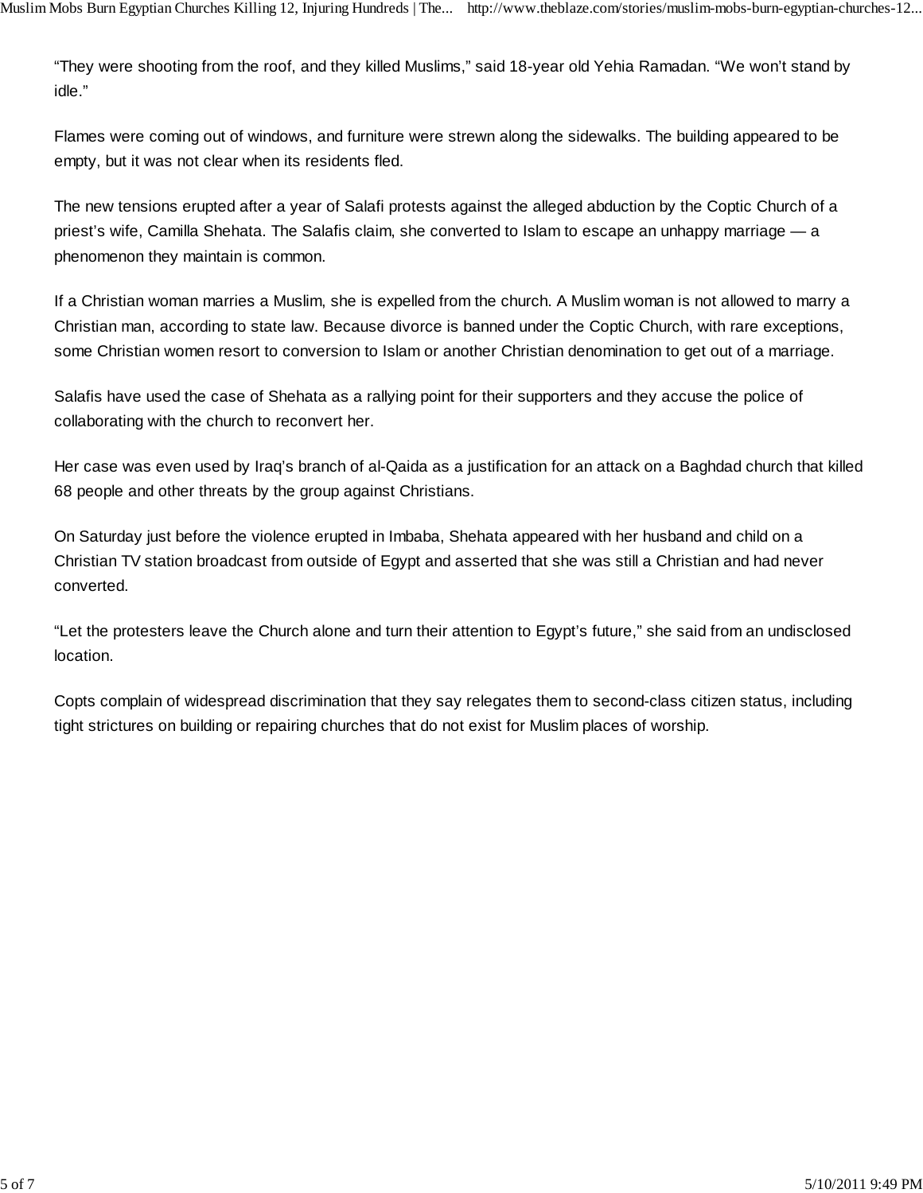“They were shooting from the roof, and they killed Muslims,” said 18-year old Yehia Ramadan. “We won’t stand by idle.”

Flames were coming out of windows, and furniture were strewn along the sidewalks. The building appeared to be empty, but it was not clear when its residents fled.

The new tensions erupted after a year of Salafi protests against the alleged abduction by the Coptic Church of a priest’s wife, Camilla Shehata. The Salafis claim, she converted to Islam to escape an unhappy marriage — a phenomenon they maintain is common.

If a Christian woman marries a Muslim, she is expelled from the church. A Muslim woman is not allowed to marry a Christian man, according to state law. Because divorce is banned under the Coptic Church, with rare exceptions, some Christian women resort to conversion to Islam or another Christian denomination to get out of a marriage.

Salafis have used the case of Shehata as a rallying point for their supporters and they accuse the police of collaborating with the church to reconvert her.

Her case was even used by Iraq’s branch of al-Qaida as a justification for an attack on a Baghdad church that killed 68 people and other threats by the group against Christians.

On Saturday just before the violence erupted in Imbaba, Shehata appeared with her husband and child on a Christian TV station broadcast from outside of Egypt and asserted that she was still a Christian and had never converted.

“Let the protesters leave the Church alone and turn their attention to Egypt’s future,” she said from an undisclosed location.

Copts complain of widespread discrimination that they say relegates them to second-class citizen status, including tight strictures on building or repairing churches that do not exist for Muslim places of worship.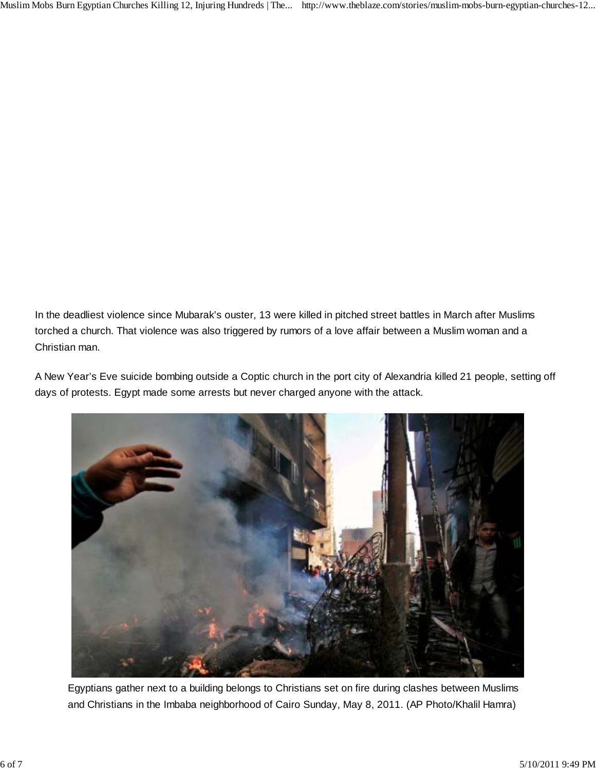In the deadliest violence since Mubarak's ouster, 13 were killed in pitched street battles in March after Muslims torched a church. That violence was also triggered by rumors of a love affair between a Muslim woman and a Christian man.

A New Year's Eve suicide bombing outside a Coptic church in the port city of Alexandria killed 21 people, setting off days of protests. Egypt made some arrests but never charged anyone with the attack.

Egyptians gather next to a building belongs to Christians set on fire during clashes between Muslims and Christians in the Imbaba neighborhood of Cairo Sunday, May 8, 2011. (AP Photo/Khalil Hamra)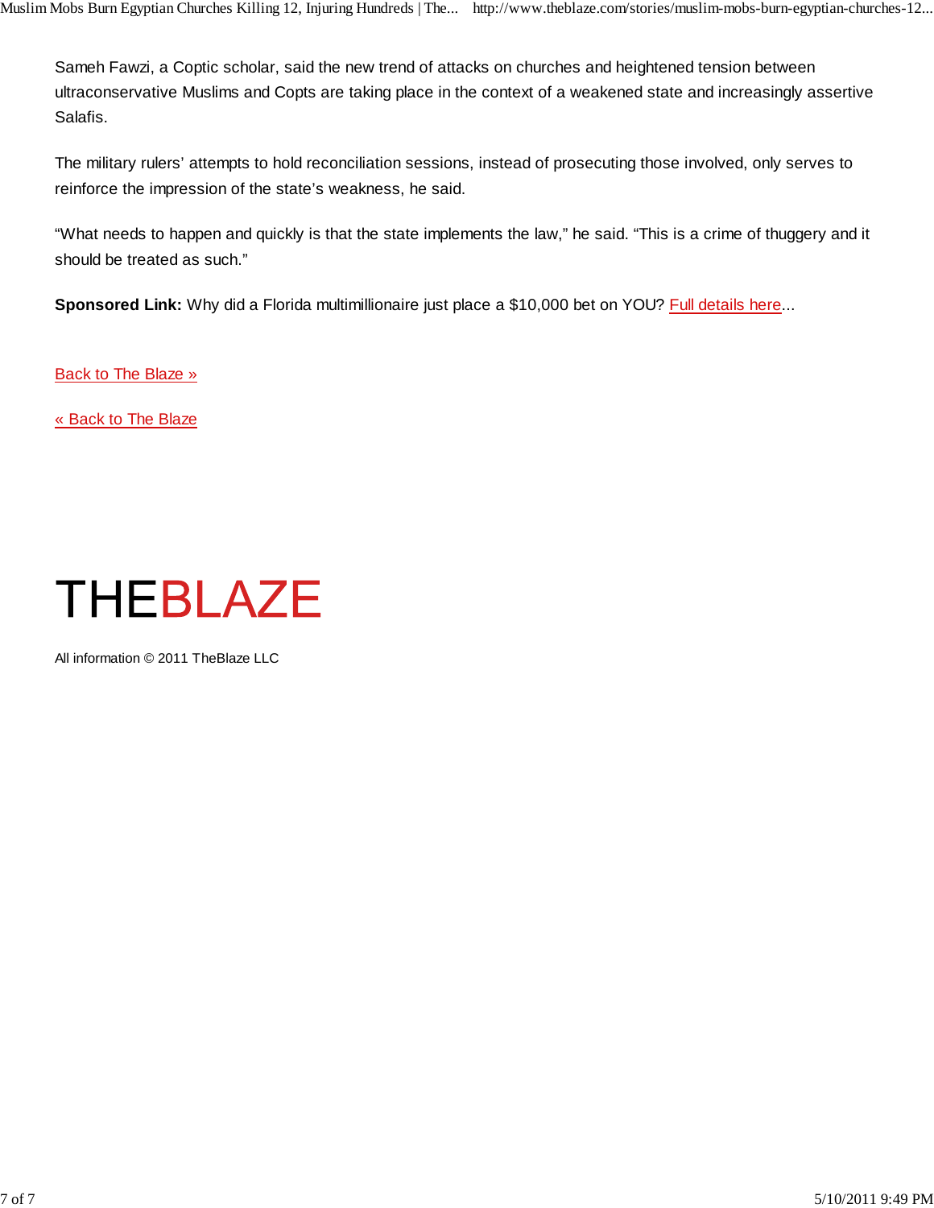Sameh Fawzi, a Coptic scholar, said the new trend of attacks on churches and heightened tension between ultraconservative Muslims and Copts are taking place in the context of a weakened state and increasingly assertive Salafis.

The military rulers' attempts to hold reconciliation sessions, instead of prosecuting those involved, only serves to reinforce the impression of the state's weakness, he said.

"What needs to happen and quickly is that the state implements the law," he said. "This is a crime of thuggery and it should be treated as such."

**Sponsored Link:** Why did a Florida multimillionaire just place a $10,000 bet on YOU? Full details here...

Back to The Blaze »

« Back to The Blaze

THEBLAZE

All information © 2011 TheBlaze LLC